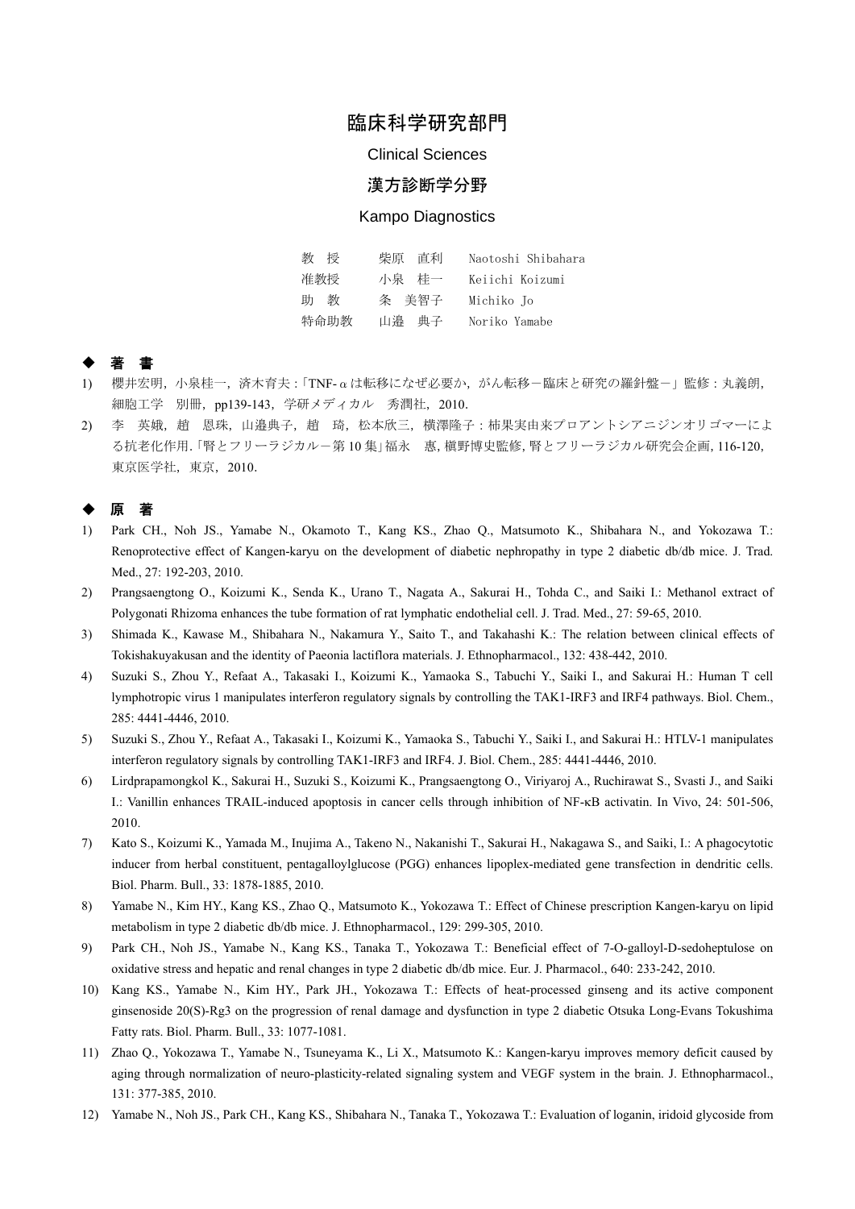# 臨床科学研究部門

Clinical Sciences

## 漢方診断学分野

Kampo Diagnostics

| | | |
|---|---|---|
| 教　授 | 柴原　直利 | Naotoshi Shibahara |
| 准教授 | 小泉　桂一 | Keiichi Koizumi |
| 助　教 | 条　美智子 | Michiko Jo |
| 特命助教 | 山邉　典子 | Noriko Yamabe |

### ◆ 著　書

1) 櫻井宏明，小泉桂一，済木育夫：「TNF-αは転移になぜ必要か，がん転移－臨床と研究の羅針盤－」監修：丸義朗，細胞工学　別冊，pp139-143，学研メディカル　秀潤社，2010.
2) 李　英娥，趙　恩珠，山邉典子，趙　琦，松本欣三，横澤隆子：柿果実由来プロアントシアニジンオリゴマーによる抗老化作用.「腎とフリーラジカル－第 10 集」福永　惠, 槇野博史監修, 腎とフリーラジカル研究会企画, 116-120, 東京医学社，東京，2010.

### ◆ 原　著

1) Park CH., Noh JS., Yamabe N., Okamoto T., Kang KS., Zhao Q., Matsumoto K., Shibahara N., and Yokozawa T.: Renoprotective effect of Kangen-karyu on the development of diabetic nephropathy in type 2 diabetic db/db mice. J. Trad. Med., 27: 192-203, 2010.
2) Prangsaengtong O., Koizumi K., Senda K., Urano T., Nagata A., Sakurai H., Tohda C., and Saiki I.: Methanol extract of Polygonati Rhizoma enhances the tube formation of rat lymphatic endothelial cell. J. Trad. Med., 27: 59-65, 2010.
3) Shimada K., Kawase M., Shibahara N., Nakamura Y., Saito T., and Takahashi K.: The relation between clinical effects of Tokishakuyakusan and the identity of Paeonia lactiflora materials. J. Ethnopharmacol., 132: 438-442, 2010.
4) Suzuki S., Zhou Y., Refaat A., Takasaki I., Koizumi K., Yamaoka S., Tabuchi Y., Saiki I., and Sakurai H.: Human T cell lymphotropic virus 1 manipulates interferon regulatory signals by controlling the TAK1-IRF3 and IRF4 pathways. Biol. Chem., 285: 4441-4446, 2010.
5) Suzuki S., Zhou Y., Refaat A., Takasaki I., Koizumi K., Yamaoka S., Tabuchi Y., Saiki I., and Sakurai H.: HTLV-1 manipulates interferon regulatory signals by controlling TAK1-IRF3 and IRF4. J. Biol. Chem., 285: 4441-4446, 2010.
6) Lirdprapamongkol K., Sakurai H., Suzuki S., Koizumi K., Prangsaengtong O., Viriyaroj A., Ruchirawat S., Svasti J., and Saiki I.: Vanillin enhances TRAIL-induced apoptosis in cancer cells through inhibition of NF-κB activatin. In Vivo, 24: 501-506, 2010.
7) Kato S., Koizumi K., Yamada M., Inujima A., Takeno N., Nakanishi T., Sakurai H., Nakagawa S., and Saiki, I.: A phagocytotic inducer from herbal constituent, pentagalloylglucose (PGG) enhances lipoplex-mediated gene transfection in dendritic cells. Biol. Pharm. Bull., 33: 1878-1885, 2010.
8) Yamabe N., Kim HY., Kang KS., Zhao Q., Matsumoto K., Yokozawa T.: Effect of Chinese prescription Kangen-karyu on lipid metabolism in type 2 diabetic db/db mice. J. Ethnopharmacol., 129: 299-305, 2010.
9) Park CH., Noh JS., Yamabe N., Kang KS., Tanaka T., Yokozawa T.: Beneficial effect of 7-O-galloyl-D-sedoheptulose on oxidative stress and hepatic and renal changes in type 2 diabetic db/db mice. Eur. J. Pharmacol., 640: 233-242, 2010.
10) Kang KS., Yamabe N., Kim HY., Park JH., Yokozawa T.: Effects of heat-processed ginseng and its active component ginsenoside 20(S)-Rg3 on the progression of renal damage and dysfunction in type 2 diabetic Otsuka Long-Evans Tokushima Fatty rats. Biol. Pharm. Bull., 33: 1077-1081.
11) Zhao Q., Yokozawa T., Yamabe N., Tsuneyama K., Li X., Matsumoto K.: Kangen-karyu improves memory deficit caused by aging through normalization of neuro-plasticity-related signaling system and VEGF system in the brain. J. Ethnopharmacol., 131: 377-385, 2010.
12) Yamabe N., Noh JS., Park CH., Kang KS., Shibahara N., Tanaka T., Yokozawa T.: Evaluation of loganin, iridoid glycoside from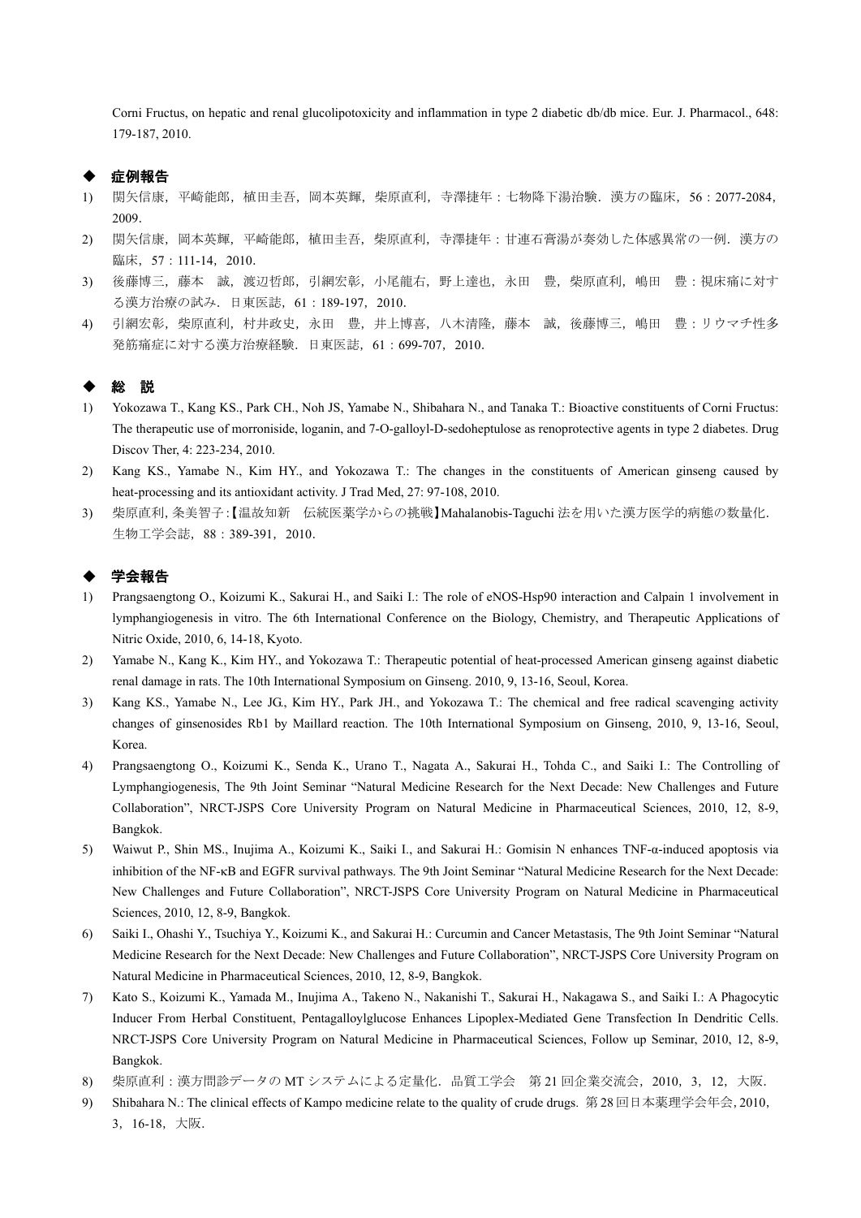Corni Fructus, on hepatic and renal glucolipotoxicity and inflammation in type 2 diabetic db/db mice. Eur. J. Pharmacol., 648: 179-187, 2010.

## ◆ 症例報告

1) 関矢信康，平崎能郎，植田圭吾，岡本英輝，柴原直利，寺澤捷年：七物降下湯治験．漢方の臨床，56：2077-2084，2009．
2) 関矢信康，岡本英輝，平崎能郎，植田圭吾，柴原直利，寺澤捷年：甘連石膏湯が奏効した体感異常の一例．漢方の臨床，57：111-14，2010．
3) 後藤博三，藤本　誠，渡辺哲郎，引網宏彰，小尾龍右，野上達也，永田　豊，柴原直利，嶋田　豊：視床痛に対する漢方治療の試み．日東医誌，61：189-197，2010．
4) 引網宏彰，柴原直利，村井政史，永田　豊，井上博喜，八木清隆，藤本　誠，後藤博三，嶋田　豊：リウマチ性多発筋痛症に対する漢方治療経験．日東医誌，61：699-707，2010．

## ◆ 総　説

1) Yokozawa T., Kang KS., Park CH., Noh JS, Yamabe N., Shibahara N., and Tanaka T.: Bioactive constituents of Corni Fructus: The therapeutic use of morroniside, loganin, and 7-O-galloyl-D-sedoheptulose as renoprotective agents in type 2 diabetes. Drug Discov Ther, 4: 223-234, 2010.
2) Kang KS., Yamabe N., Kim HY., and Yokozawa T.: The changes in the constituents of American ginseng caused by heat-processing and its antioxidant activity. J Trad Med, 27: 97-108, 2010.
3) 柴原直利, 条美智子 :【温故知新　伝統医薬学からの挑戦】Mahalanobis-Taguchi 法を用いた漢方医学的病態の数量化．生物工学会誌，88：389-391，2010．

## ◆ 学会報告

1) Prangsaengtong O., Koizumi K., Sakurai H., and Saiki I.: The role of eNOS-Hsp90 interaction and Calpain 1 involvement in lymphangiogenesis in vitro. The 6th International Conference on the Biology, Chemistry, and Therapeutic Applications of Nitric Oxide, 2010, 6, 14-18, Kyoto.
2) Yamabe N., Kang K., Kim HY., and Yokozawa T.: Therapeutic potential of heat-processed American ginseng against diabetic renal damage in rats. The 10th International Symposium on Ginseng. 2010, 9, 13-16, Seoul, Korea.
3) Kang KS., Yamabe N., Lee JG., Kim HY., Park JH., and Yokozawa T.: The chemical and free radical scavenging activity changes of ginsenosides Rb1 by Maillard reaction. The 10th International Symposium on Ginseng, 2010, 9, 13-16, Seoul, Korea.
4) Prangsaengtong O., Koizumi K., Senda K., Urano T., Nagata A., Sakurai H., Tohda C., and Saiki I.: The Controlling of Lymphangiogenesis, The 9th Joint Seminar "Natural Medicine Research for the Next Decade: New Challenges and Future Collaboration", NRCT-JSPS Core University Program on Natural Medicine in Pharmaceutical Sciences, 2010, 12, 8-9, Bangkok.
5) Waiwut P., Shin MS., Inujima A., Koizumi K., Saiki I., and Sakurai H.: Gomisin N enhances TNF-α-induced apoptosis via inhibition of the NF-κB and EGFR survival pathways. The 9th Joint Seminar "Natural Medicine Research for the Next Decade: New Challenges and Future Collaboration", NRCT-JSPS Core University Program on Natural Medicine in Pharmaceutical Sciences, 2010, 12, 8-9, Bangkok.
6) Saiki I., Ohashi Y., Tsuchiya Y., Koizumi K., and Sakurai H.: Curcumin and Cancer Metastasis, The 9th Joint Seminar "Natural Medicine Research for the Next Decade: New Challenges and Future Collaboration", NRCT-JSPS Core University Program on Natural Medicine in Pharmaceutical Sciences, 2010, 12, 8-9, Bangkok.
7) Kato S., Koizumi K., Yamada M., Inujima A., Takeno N., Nakanishi T., Sakurai H., Nakagawa S., and Saiki I.: A Phagocytic Inducer From Herbal Constituent, Pentagalloylglucose Enhances Lipoplex-Mediated Gene Transfection In Dendritic Cells. NRCT-JSPS Core University Program on Natural Medicine in Pharmaceutical Sciences, Follow up Seminar, 2010, 12, 8-9, Bangkok.
8) 柴原直利：漢方問診データの MT システムによる定量化．品質工学会　第 21 回企業交流会，2010，3，12，大阪．
9) Shibahara N.: The clinical effects of Kampo medicine relate to the quality of crude drugs. 第 28 回日本薬理学会年会，2010，3，16-18，大阪．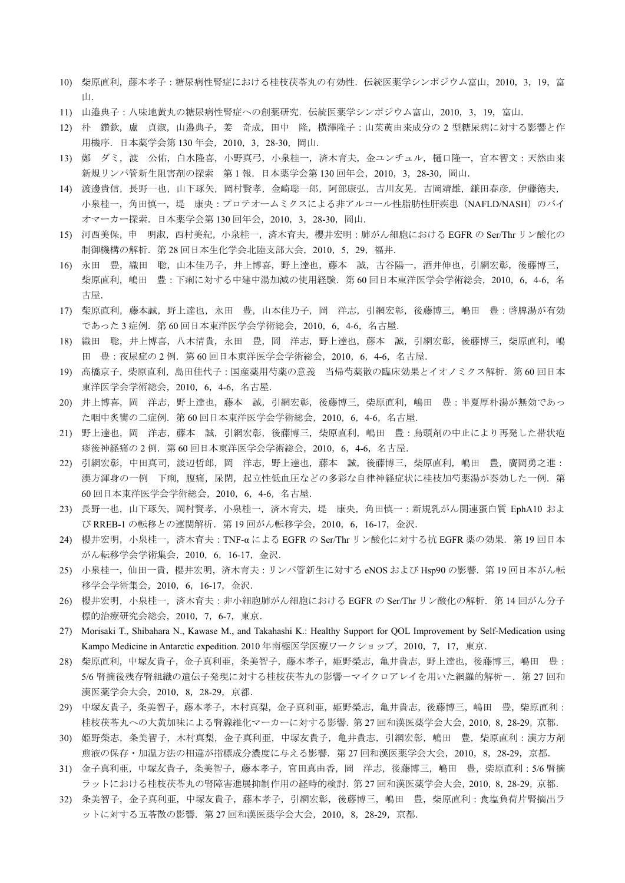10) 柴原直利，藤本孝子：糖尿病性腎症における桂枝茯苓丸の有効性．伝統医薬学シンポジウム富山，2010，3，19，富山．
11) 山邉典子：八味地黄丸の糖尿病性腎症への創薬研究．伝統医薬学シンポジウム富山，2010，3，19，富山．
12) 朴　鑽欽，盧　貞淑，山邉典子，姜　奇成，田中　隆，横澤隆子：山茱萸由来成分の 2 型糖尿病に対する影響と作用機序．日本薬学会第 130 年会，2010，3，28-30，岡山．
13) 鄭　ダミ，渡　公佑，白水隆喜，小野真弓，小泉桂一，済木育夫，金ユンチュル，樋口隆一，宮本智文：天然由来新規リンパ管新生阻害剤の探索　第 1 報．日本薬学会第 130 回年会，2010，3，28-30，岡山．
14) 渡邊貴信，長野一也，山下琢矢，岡村賢孝，金崎聡一郎，阿部康弘，吉川友晃，吉岡靖雄，鎌田春彦，伊藤徳夫，小泉桂一，角田慎一，堤　康央：プロテオームミクスによる非アルコール性脂肪性肝疾患（NAFLD/NASH）のバイオマーカー探索．日本薬学会第 130 年会，2010，3，28-30，岡山．
15) 河西美保，申　明淑，西村美紀，小泉桂一，済木育夫，櫻井宏明：肺がん細胞における EGFR の Ser/Thr リン酸化の制御機構の解析．第 28 回日本生化学会北陸支部大会，2010，5，29，福井．
16) 永田　豊，織田　聡，山本佳乃子，井上博喜，野上達也，藤本　誠，古谷陽一，酒井伸也，引網宏彰，後藤博三，柴原直利，嶋田　豊：下痢に対する中建中湯加減の使用経験．第 60 回日本東洋医学会学術総会，2010，6，4-6，名古屋．
17) 柴原直利，藤本誠，野上達也，永田　豊，山本佳乃子，岡　洋志，引網宏彰，後藤博三，嶋田　豊：啓脾湯が有効であった 3 症例．第 60 回日本東洋医学会学術総会，2010，6，4-6，名古屋．
18) 織田　聡，井上博喜，八木清貴，永田　豊，岡　洋志，野上達也，藤本　誠，引網宏彰，後藤博三，柴原直利，嶋田　豊：夜尿症の 2 例．第 60 回日本東洋医学会学術総会，2010，6，4-6，名古屋．
19) 高橋京子，柴原直利，島田佳代子：国産薬用芍薬の意義　当帰芍薬散の臨床効果とイオノミクス解析．第 60 回日本東洋医学会学術総会，2010，6，4-6，名古屋．
20) 井上博喜，岡　洋志，野上達也，藤本　誠，引網宏彰，後藤博三，柴原直利，嶋田　豊：半夏厚朴湯が無効であった咽中炙臠の二症例．第 60 回日本東洋医学会学術総会，2010，6，4-6，名古屋．
21) 野上達也，岡　洋志，藤本　誠，引網宏彰，後藤博三，柴原直利，嶋田　豊：烏頭剤の中止により再発した帯状疱疹後神経痛の 2 例．第 60 回日本東洋医学会学術総会，2010，6，4-6，名古屋．
22) 引網宏彰，中田真司，渡辺哲郎，岡　洋志，野上達也，藤本　誠，後藤博三，柴原直利，嶋田　豊，廣岡勇之進：漢方渾身の一例　下痢，腹痛，尿閉，起立性低血圧などの多彩な自律神経症状に桂枝加芍薬湯が奏効した一例．第 60 回日本東洋医学会学術総会，2010，6，4-6，名古屋．
23) 長野一也，山下琢矢，岡村賢孝，小泉桂一，済木育夫，堤　康央，角田慎一：新規乳がん関連蛋白質 EphA10 および RREB-1 の転移との連関解析．第 19 回がん転移学会，2010，6，16-17，金沢．
24) 櫻井宏明，小泉桂一，済木育夫：TNF-α による EGFR の Ser/Thr リン酸化に対する抗 EGFR 薬の効果．第 19 回日本がん転移学会学術集会，2010，6，16-17，金沢．
25) 小泉桂一，仙田一貴，櫻井宏明，済木育夫：リンパ管新生に対する eNOS および Hsp90 の影響．第 19 回日本がん転移学会学術集会，2010，6，16-17，金沢．
26) 櫻井宏明，小泉桂一，済木育夫：非小細胞肺がん細胞における EGFR の Ser/Thr リン酸化の解析．第 14 回がん分子標的治療研究会総会，2010，7，6-7，東京．
27) Morisaki T., Shibahara N., Kawase M., and Takahashi K.: Healthy Support for QOL Improvement by Self-Medication using Kampo Medicine in Antarctic expedition. 2010 年南極医学医療ワークショップ，2010，7，17，東京．
28) 柴原直利，中塚友貴子，金子真利亜，条美智子，藤本孝子，姫野榮志，亀井貴志，野上達也，後藤博三，嶋田　豊：5/6 腎摘後残存腎組織の遺伝子発現に対する桂枝茯苓丸の影響－マイクロアレイを用いた網羅的解析－．第 27 回和漢医薬学会大会，2010，8，28-29，京都．
29) 中塚友貴子，条美智子，藤本孝子，木村真梨，金子真利亜，姫野榮志，亀井貴志，後藤博三，嶋田　豊，柴原直利：桂枝茯苓丸への大黄加味による腎線維化マーカーに対する影響．第 27 回和漢医薬学会大会，2010，8，28-29，京都．
30) 姫野榮志，条美智子，木村真梨，金子真利亜，中塚友貴子，亀井貴志，引網宏彰，嶋田　豊，柴原直利：漢方方剤煎液の保存・加温方法の相違が指標成分濃度に与える影響．第 27 回和漢医薬学会大会，2010，8，28-29，京都．
31) 金子真利亜，中塚友貴子，条美智子，藤本孝子，宮田真由香，岡　洋志，後藤博三，嶋田　豊，柴原直利：5/6 腎摘ラットにおける桂枝茯苓丸の腎障害進展抑制作用の経時的検討．第 27 回和漢医薬学会大会，2010，8，28-29，京都．
32) 条美智子，金子真利亜，中塚友貴子，藤本孝子，引網宏彰，後藤博三，嶋田　豊，柴原直利：食塩負荷片腎摘出ラットに対する五苓散の影響．第 27 回和漢医薬学会大会，2010，8，28-29，京都．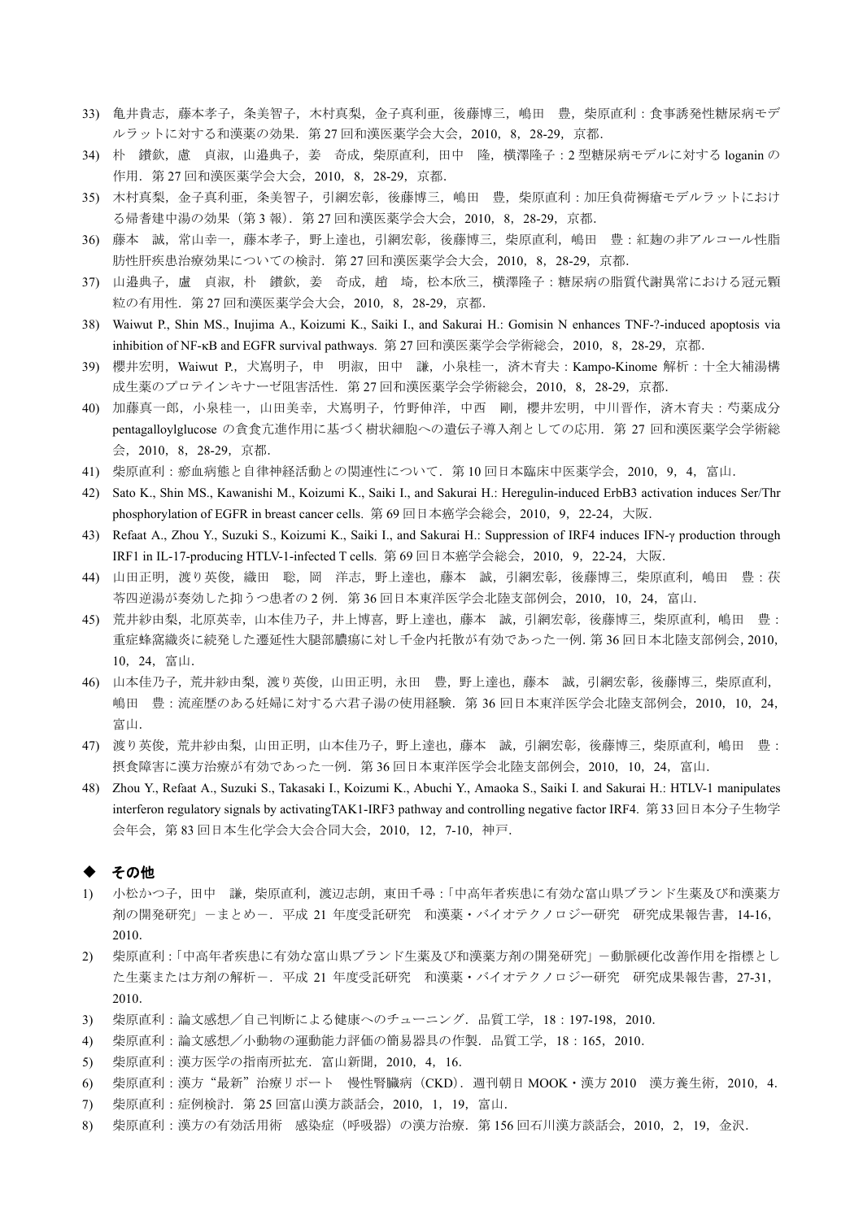33) 亀井貴志，藤本孝子，条美智子，木村真梨，金子真利亜，後藤博三，嶋田　豊，柴原直利：食事誘発性糖尿病モデルラットに対する和漢薬の効果．第 27 回和漢医薬学会大会，2010，8，28-29，京都．
34) 朴　鑽欽，盧　貞淑，山遵典子，姜　奇成，柴原直利，田中　隆，横澤隆子：2 型糖尿病モデルに対する loganin の作用．第 27 回和漢医薬学会大会，2010，8，28-29，京都．
35) 木村真梨，金子真利亜，条美智子，引網宏彰，後藤博三，嶋田　豊，柴原直利：加圧負荷褥瘡モデルラットにおける帰耆建中湯の効果（第 3 報）．第 27 回和漢医薬学会大会，2010，8，28-29，京都．
36) 藤本　誠，常山幸一，藤本孝子，野上達也，引網宏彰，後藤博三，柴原直利，嶋田　豊：紅麹の非アルコール性脂肪性肝疾患治療効果についての検討．第 27 回和漢医薬学会大会，2010，8，28-29，京都．
37) 山遵典子，盧　貞淑，朴　鑽欽，姜　奇成，趙　埼，松本欣三，横澤隆子：糖尿病の脂質代謝異常における冠元顆粒の有用性．第 27 回和漢医薬学会大会，2010，8，28-29，京都．
38) Waiwut P., Shin MS., Inujima A., Koizumi K., Saiki I., and Sakurai H.: Gomisin N enhances TNF-?-induced apoptosis via inhibition of NF-κB and EGFR survival pathways. 第 27 回和漢医薬学会学術総会，2010，8，28-29，京都．
39) 櫻井宏明，Waiwut P.，犬嶌明子，申　明淑，田中　謙，小泉桂一，済木育夫：Kampo-Kinome 解析：十全大補湯構成生薬のプロテインキナーゼ阻害活性．第 27 回和漢医薬学会学術総会，2010，8，28-29，京都．
40) 加藤真一郎，小泉桂一，山田美幸，犬嶌明子，竹野伸洋，中西　剛，櫻井宏明，中川晋作，済木育夫：芍薬成分 pentagalloylglucose の食食亢進作用に基づく樹状細胞への遺伝子導入剤としての応用．第 27 回和漢医薬学会学術総会，2010，8，28-29，京都．
41) 柴原直利：瘀血病態と自律神経活動との関連性について．第 10 回日本臨床中医薬学会，2010，9，4，富山．
42) Sato K., Shin MS., Kawanishi M., Koizumi K., Saiki I., and Sakurai H.: Heregulin-induced ErbB3 activation induces Ser/Thr phosphorylation of EGFR in breast cancer cells. 第 69 回日本癌学会総会，2010，9，22-24，大阪．
43) Refaat A., Zhou Y., Suzuki S., Koizumi K., Saiki I., and Sakurai H.: Suppression of IRF4 induces IFN-γ production through IRF1 in IL-17-producing HTLV-1-infected T cells. 第 69 回日本癌学会総会，2010，9，22-24，大阪．
44) 山田正明，渡り英俊，織田　聡，岡　洋志，野上達也，藤本　誠，引網宏彰，後藤博三，柴原直利，嶋田　豊：茯苓四逆湯が奏効した抑うつ患者の 2 例．第 36 回日本東洋医学会北陸支部例会，2010，10，24，富山．
45) 荒井紗由梨，北原英幸，山本佳乃子，井上博喜，野上達也，藤本　誠，引網宏彰，後藤博三，柴原直利，嶋田　豊：重症蜂窩織炎に続発した遷延性大腿部膿瘍に対し千金内托散が有効であった一例. 第 36 回日本北陸支部例会, 2010, 10，24，富山．
46) 山本佳乃子，荒井紗由梨，渡り英俊，山田正明，永田　豊，野上達也，藤本　誠，引網宏彰，後藤博三，柴原直利，嶋田　豊：流産歴のある妊婦に対する六君子湯の使用経験．第 36 回日本東洋医学会北陸支部例会，2010，10，24，富山．
47) 渡り英俊，荒井紗由梨，山田正明，山本佳乃子，野上達也，藤本　誠，引網宏彰，後藤博三，柴原直利，嶋田　豊：摂食障害に漢方治療が有効であった一例．第 36 回日本東洋医学会北陸支部例会，2010，10，24，富山．
48) Zhou Y., Refaat A., Suzuki S., Takasaki I., Koizumi K., Abuchi Y., Amaoka S., Saiki I. and Sakurai H.: HTLV-1 manipulates interferon regulatory signals by activatingTAK1-IRF3 pathway and controlling negative factor IRF4. 第 33 回日本分子生物学会年会，第 83 回日本生化学会大会合同大会，2010，12，7-10，神戸．

## ◆ その他

1) 小松かつ子，田中　謙，柴原直利，渡辺志朗，東田千尋：「中高年者疾患に有効な富山県ブランド生薬及び和漢薬方剤の開発研究」－まとめ－．平成 21 年度受託研究　和漢薬・バイオテクノロジー研究　研究成果報告書，14-16，2010.
2) 柴原直利：「中高年者疾患に有効な富山県ブランド生薬及び和漢薬方剤の開発研究」－動脈硬化改善作用を指標とした生薬または方剤の解析－．平成 21 年度受託研究　和漢薬・バイオテクノロジー研究　研究成果報告書，27-31，2010.
3) 柴原直利：論文感想／自己判断による健康へのチューニング．品質工学，18：197-198，2010.
4) 柴原直利：論文感想／小動物の運動能力評価の簡易器具の作製．品質工学，18：165，2010.
5) 柴原直利：漢方医学の指南所拡充．富山新聞，2010，4，16.
6) 柴原直利：漢方“最新”治療リポート　慢性腎臓病（CKD）．週刊朝日 MOOK・漢方 2010　漢方養生術，2010，4.
7) 柴原直利：症例検討．第 25 回富山漢方談話会，2010，1，19，富山．
8) 柴原直利：漢方の有効活用術　感染症（呼吸器）の漢方治療．第 156 回石川漢方談話会，2010，2，19，金沢．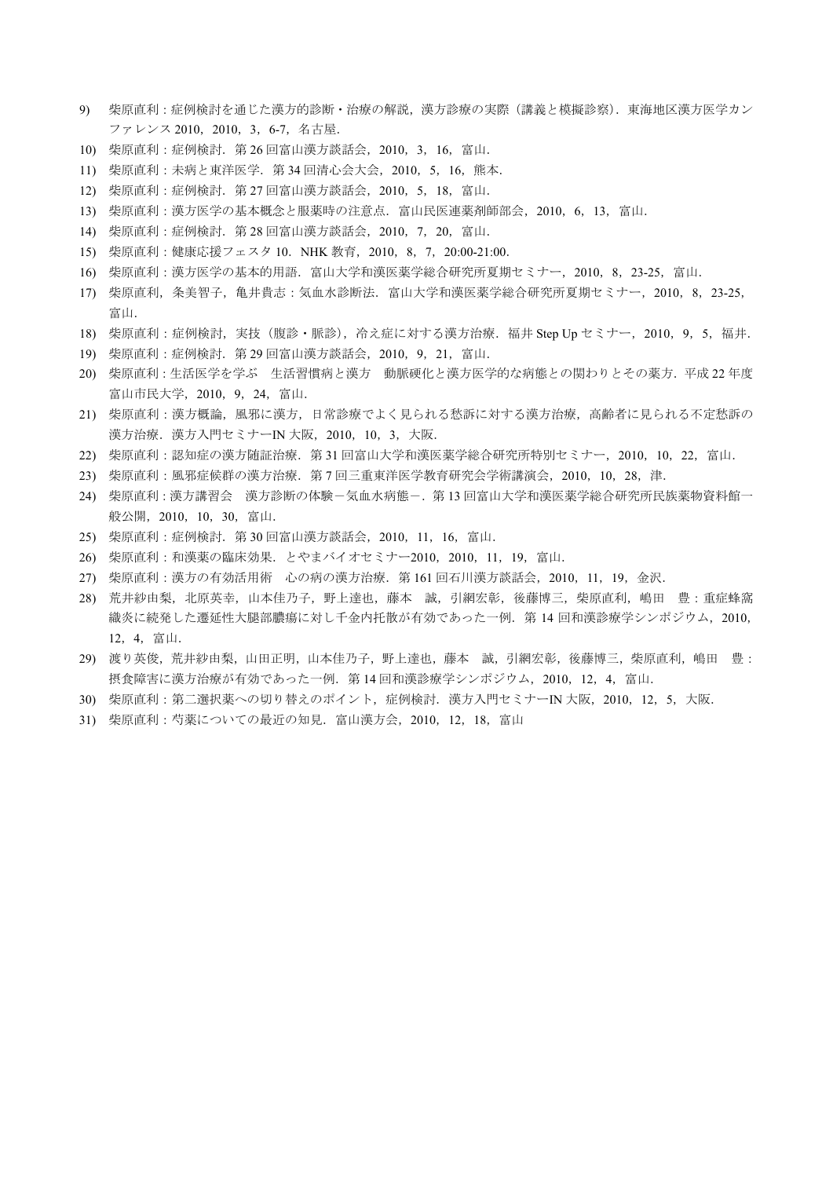9) 柴原直利：症例検討を通じた漢方的診断・治療の解説，漢方診療の実際（講義と模擬診察）．東海地区漢方医学カンファレンス 2010，2010，3，6-7，名古屋．
10) 柴原直利：症例検討．第 26 回富山漢方談話会，2010，3，16，富山．
11) 柴原直利：未病と東洋医学．第 34 回清心会大会，2010，5，16，熊本．
12) 柴原直利：症例検討．第 27 回富山漢方談話会，2010，5，18，富山．
13) 柴原直利：漢方医学の基本概念と服薬時の注意点．富山民医連薬剤師部会，2010，6，13，富山．
14) 柴原直利：症例検討．第 28 回富山漢方談話会，2010，7，20，富山．
15) 柴原直利：健康応援フェスタ 10．NHK 教育，2010，8，7，20:00-21:00．
16) 柴原直利：漢方医学の基本的用語．富山大学和漢医薬学総合研究所夏期セミナー，2010，8，23-25，富山．
17) 柴原直利，条美智子，亀井貴志：気血水診断法．富山大学和漢医薬学総合研究所夏期セミナー，2010，8，23-25，富山．
18) 柴原直利：症例検討，実技（腹診・脈診），冷え症に対する漢方治療．福井 Step Up セミナー，2010，9，5，福井．
19) 柴原直利：症例検討．第 29 回富山漢方談話会，2010，9，21，富山．
20) 柴原直利：生活医学を学ぶ　生活習慣病と漢方　動脈硬化と漢方医学的な病態との関わりとその薬方．平成 22 年度富山市民大学，2010，9，24，富山．
21) 柴原直利：漢方概論，風邪に漢方，日常診療でよく見られる愁訴に対する漢方治療，高齢者に見られる不定愁訴の漢方治療．漢方入門セミナーIN 大阪，2010，10，3，大阪．
22) 柴原直利：認知症の漢方随証治療．第 31 回富山大学和漢医薬学総合研究所特別セミナー，2010，10，22，富山．
23) 柴原直利：風邪症候群の漢方治療．第 7 回三重東洋医学教育研究会学術講演会，2010，10，28，津．
24) 柴原直利：漢方講習会　漢方診断の体験－気血水病態－．第 13 回富山大学和漢医薬学総合研究所民族薬物資料館一般公開，2010，10，30，富山．
25) 柴原直利：症例検討．第 30 回富山漢方談話会，2010，11，16，富山．
26) 柴原直利：和漢薬の臨床効果．とやまバイオセミナー2010，2010，11，19，富山．
27) 柴原直利：漢方の有効活用術　心の病の漢方治療．第 161 回石川漢方談話会，2010，11，19，金沢．
28) 荒井紗由梨，北原英幸，山本佳乃子，野上達也，藤本　誠，引網宏彰，後藤博三，柴原直利，嶋田　豊：重症蜂窩織炎に続発した遷延性大腿部膿瘍に対し千金内托散が有効であった一例．第 14 回和漢診療学シンポジウム，2010，12，4，富山．
29) 渡り英俊，荒井紗由梨，山田正明，山本佳乃子，野上達也，藤本　誠，引網宏彰，後藤博三，柴原直利，嶋田　豊：摂食障害に漢方治療が有効であった一例．第 14 回和漢診療学シンポジウム，2010，12，4，富山．
30) 柴原直利：第二選択薬への切り替えのポイント，症例検討．漢方入門セミナーIN 大阪，2010，12，5，大阪．
31) 柴原直利：芍薬についての最近の知見．富山漢方会，2010，12，18，富山